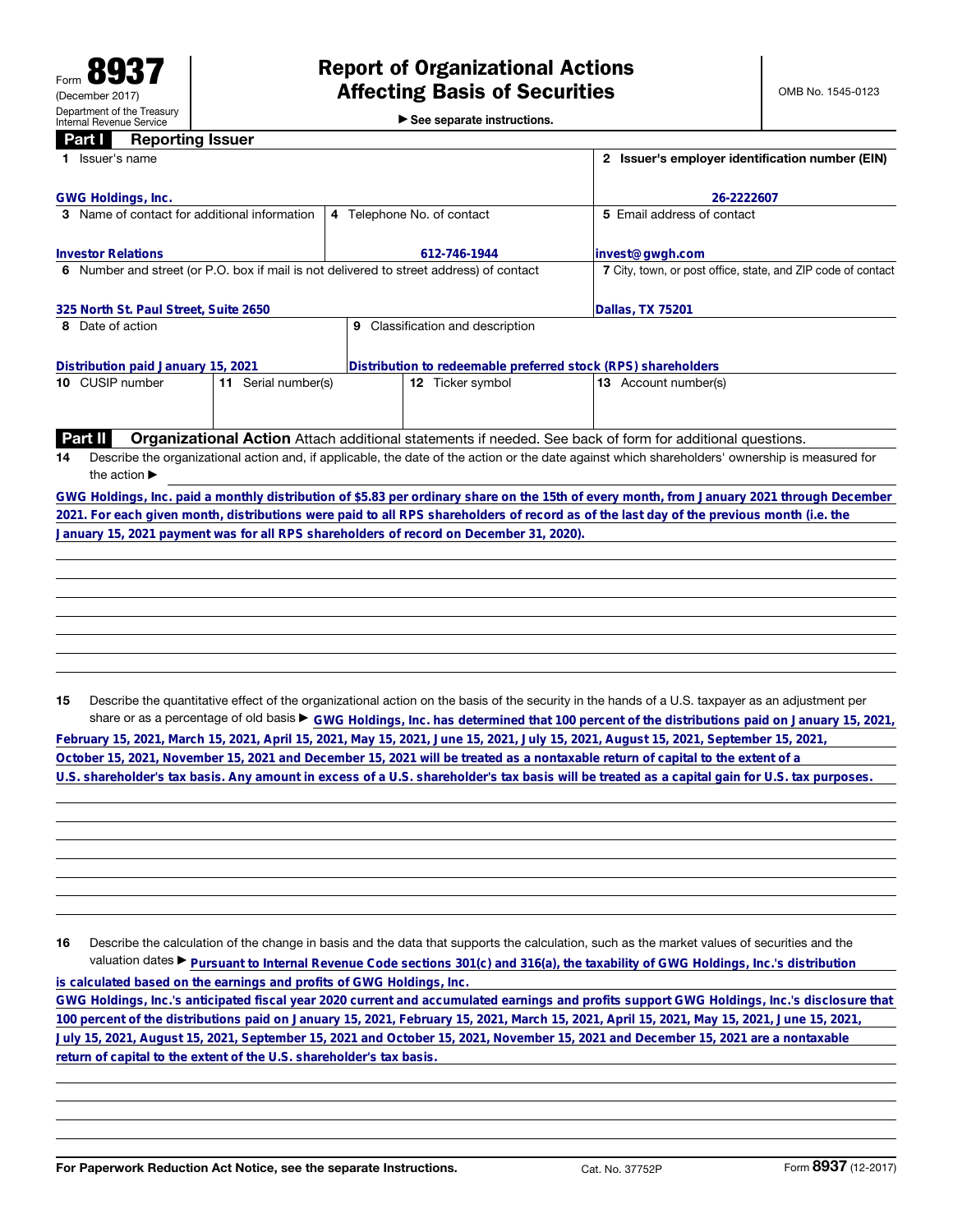Form **8937**
(December 2017)
Department of the Treasury
Internal Revenue Service

# Report of Organizational Actions Affecting Basis of Securities

▶ See separate instructions.

OMB No. 1545-0123

## Part I Reporting Issuer

| 1 Issuer's name | | 2 Issuer's employer identification number (EIN) |
|---|---|---|
| GWG Holdings, Inc. | | 26-2222607 |
| **3** Name of contact for additional information | **4** Telephone No. of contact | **5** Email address of contact |
| Investor Relations | 612-746-1944 | invest@gwgh.com |
| **6** Number and street (or P.O. box if mail is not delivered to street address) of contact | | **7** City, town, or post office, state, and ZIP code of contact |
| 325 North St. Paul Street, Suite 2650 | | Dallas, TX 75201 |
| **8** Date of action | **9** Classification and description | |
| Distribution paid January 15, 2021 | Distribution to redeemable preferred stock (RPS) shareholders | |

| 10 CUSIP number | 11 Serial number(s) | 12 Ticker symbol | 13 Account number(s) |
|---|---|---|---|
| | | | |

## Part II Organizational Action

Attach additional statements if needed. See back of form for additional questions.

**14** Describe the organizational action and, if applicable, the date of the action or the date against which shareholders' ownership is measured for the action ▶

GWG Holdings, Inc. paid a monthly distribution of $5.83 per ordinary share on the 15th of every month, from January 2021 through December 2021. For each given month, distributions were paid to all RPS shareholders of record as of the last day of the previous month (i.e. the January 15, 2021 payment was for all RPS shareholders of record on December 31, 2020).

**15** Describe the quantitative effect of the organizational action on the basis of the security in the hands of a U.S. taxpayer as an adjustment per share or as a percentage of old basis ▶ GWG Holdings, Inc. has determined that 100 percent of the distributions paid on January 15, 2021, February 15, 2021, March 15, 2021, April 15, 2021, May 15, 2021, June 15, 2021, July 15, 2021, August 15, 2021, September 15, 2021, October 15, 2021, November 15, 2021 and December 15, 2021 will be treated as a nontaxable return of capital to the extent of a U.S. shareholder's tax basis. Any amount in excess of a U.S. shareholder's tax basis will be treated as a capital gain for U.S. tax purposes.

**16** Describe the calculation of the change in basis and the data that supports the calculation, such as the market values of securities and the valuation dates ▶ Pursuant to Internal Revenue Code sections 301(c) and 316(a), the taxability of GWG Holdings, Inc.'s distribution is calculated based on the earnings and profits of GWG Holdings, Inc.

GWG Holdings, Inc.'s anticipated fiscal year 2020 current and accumulated earnings and profits support GWG Holdings, Inc.'s disclosure that 100 percent of the distributions paid on January 15, 2021, February 15, 2021, March 15, 2021, April 15, 2021, May 15, 2021, June 15, 2021, July 15, 2021, August 15, 2021, September 15, 2021 and October 15, 2021, November 15, 2021 and December 15, 2021 are a nontaxable return of capital to the extent of the U.S. shareholder's tax basis.

For Paperwork Reduction Act Notice, see the separate Instructions. Cat. No. 37752P Form **8937** (12-2017)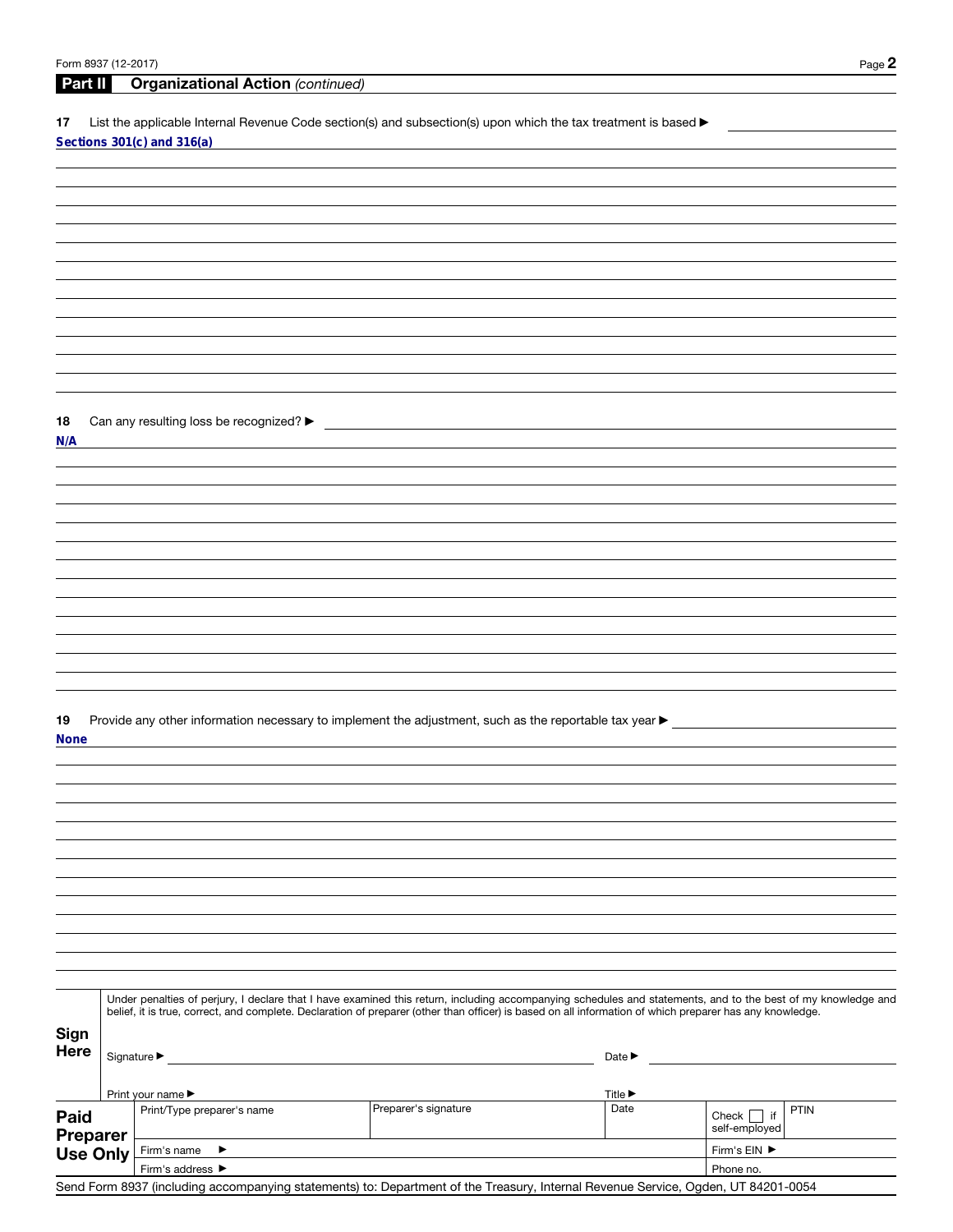## Part II Organizational Action *(continued)*

**17** List the applicable Internal Revenue Code section(s) and subsection(s) upon which the tax treatment is based ▶

Sections 301(c) and 316(a)

**18** Can any resulting loss be recognized? ▶

N/A

**19** Provide any other information necessary to implement the adjustment, such as the reportable tax year ▶

None

**Sign Here**

Under penalties of perjury, I declare that I have examined this return, including accompanying schedules and statements, and to the best of my knowledge and belief, it is true, correct, and complete. Declaration of preparer (other than officer) is based on all information of which preparer has any knowledge.

Signature ▶ Date ▶

Print your name ▶ Title ▶

**Paid Preparer Use Only**

| Print/Type preparer's name | Preparer's signature | Date | Check ☐ if self-employed | PTIN |
| --- | --- | --- | --- | --- |
| Firm's name ▶ | | | Firm's EIN ▶ | |
| Firm's address ▶ | | | Phone no. | |

Send Form 8937 (including accompanying statements) to: Department of the Treasury, Internal Revenue Service, Ogden, UT 84201-0054